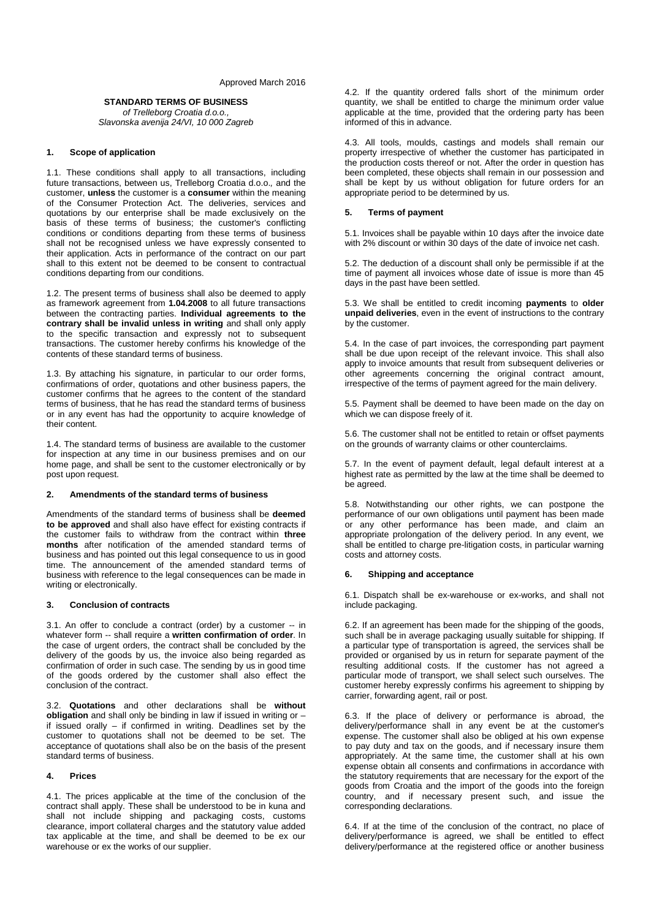Approved March 2016

**STANDARD TERMS OF BUSINESS**
*of Trelleborg Croatia d.o.o.,*
*Slavonska avenija 24/VI, 10 000 Zagreb*

## 1. Scope of application

1.1. These conditions shall apply to all transactions, including future transactions, between us, Trelleborg Croatia d.o.o., and the customer, **unless** the customer is a **consumer** within the meaning of the Consumer Protection Act. The deliveries, services and quotations by our enterprise shall be made exclusively on the basis of these terms of business; the customer's conflicting conditions or conditions departing from these terms of business shall not be recognised unless we have expressly consented to their application. Acts in performance of the contract on our part shall to this extent not be deemed to be consent to contractual conditions departing from our conditions.

1.2. The present terms of business shall also be deemed to apply as framework agreement from **1.04.2008** to all future transactions between the contracting parties. **Individual agreements to the contrary shall be invalid unless in writing** and shall only apply to the specific transaction and expressly not to subsequent transactions. The customer hereby confirms his knowledge of the contents of these standard terms of business.

1.3. By attaching his signature, in particular to our order forms, confirmations of order, quotations and other business papers, the customer confirms that he agrees to the content of the standard terms of business, that he has read the standard terms of business or in any event has had the opportunity to acquire knowledge of their content.

1.4. The standard terms of business are available to the customer for inspection at any time in our business premises and on our home page, and shall be sent to the customer electronically or by post upon request.

## 2. Amendments of the standard terms of business

Amendments of the standard terms of business shall be **deemed to be approved** and shall also have effect for existing contracts if the customer fails to withdraw from the contract within **three months** after notification of the amended standard terms of business and has pointed out this legal consequence to us in good time. The announcement of the amended standard terms of business with reference to the legal consequences can be made in writing or electronically.

## 3. Conclusion of contracts

3.1. An offer to conclude a contract (order) by a customer -- in whatever form -- shall require a **written confirmation of order**. In the case of urgent orders, the contract shall be concluded by the delivery of the goods by us, the invoice also being regarded as confirmation of order in such case. The sending by us in good time of the goods ordered by the customer shall also effect the conclusion of the contract.

3.2. **Quotations** and other declarations shall be **without obligation** and shall only be binding in law if issued in writing or – if issued orally – if confirmed in writing. Deadlines set by the customer to quotations shall not be deemed to be set. The acceptance of quotations shall also be on the basis of the present standard terms of business.

## 4. Prices

4.1. The prices applicable at the time of the conclusion of the contract shall apply. These shall be understood to be in kuna and shall not include shipping and packaging costs, customs clearance, import collateral charges and the statutory value added tax applicable at the time, and shall be deemed to be ex our warehouse or ex the works of our supplier.

4.2. If the quantity ordered falls short of the minimum order quantity, we shall be entitled to charge the minimum order value applicable at the time, provided that the ordering party has been informed of this in advance.

4.3. All tools, moulds, castings and models shall remain our property irrespective of whether the customer has participated in the production costs thereof or not. After the order in question has been completed, these objects shall remain in our possession and shall be kept by us without obligation for future orders for an appropriate period to be determined by us.

## 5. Terms of payment

5.1. Invoices shall be payable within 10 days after the invoice date with 2% discount or within 30 days of the date of invoice net cash.

5.2. The deduction of a discount shall only be permissible if at the time of payment all invoices whose date of issue is more than 45 days in the past have been settled.

5.3. We shall be entitled to credit incoming **payments** to **older unpaid deliveries**, even in the event of instructions to the contrary by the customer.

5.4. In the case of part invoices, the corresponding part payment shall be due upon receipt of the relevant invoice. This shall also apply to invoice amounts that result from subsequent deliveries or other agreements concerning the original contract amount, irrespective of the terms of payment agreed for the main delivery.

5.5. Payment shall be deemed to have been made on the day on which we can dispose freely of it.

5.6. The customer shall not be entitled to retain or offset payments on the grounds of warranty claims or other counterclaims.

5.7. In the event of payment default, legal default interest at a highest rate as permitted by the law at the time shall be deemed to be agreed.

5.8. Notwithstanding our other rights, we can postpone the performance of our own obligations until payment has been made or any other performance has been made, and claim an appropriate prolongation of the delivery period. In any event, we shall be entitled to charge pre-litigation costs, in particular warning costs and attorney costs.

## 6. Shipping and acceptance

6.1. Dispatch shall be ex-warehouse or ex-works, and shall not include packaging.

6.2. If an agreement has been made for the shipping of the goods, such shall be in average packaging usually suitable for shipping. If a particular type of transportation is agreed, the services shall be provided or organised by us in return for separate payment of the resulting additional costs. If the customer has not agreed a particular mode of transport, we shall select such ourselves. The customer hereby expressly confirms his agreement to shipping by carrier, forwarding agent, rail or post.

6.3. If the place of delivery or performance is abroad, the delivery/performance shall in any event be at the customer's expense. The customer shall also be obliged at his own expense to pay duty and tax on the goods, and if necessary insure them appropriately. At the same time, the customer shall at his own expense obtain all consents and confirmations in accordance with the statutory requirements that are necessary for the export of the goods from Croatia and the import of the goods into the foreign country, and if necessary present such, and issue the corresponding declarations.

6.4. If at the time of the conclusion of the contract, no place of delivery/performance is agreed, we shall be entitled to effect delivery/performance at the registered office or another business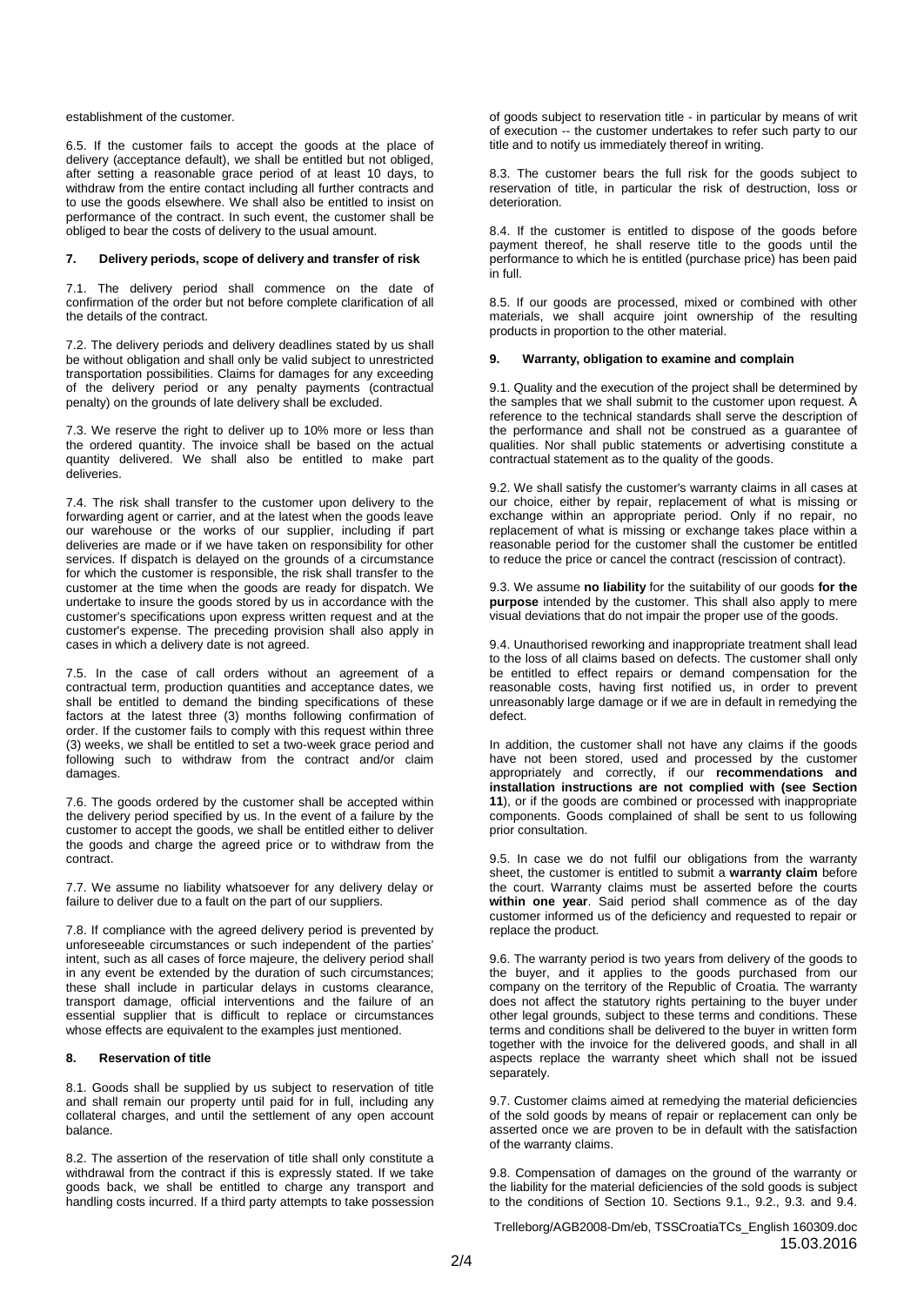establishment of the customer.

6.5. If the customer fails to accept the goods at the place of delivery (acceptance default), we shall be entitled but not obliged, after setting a reasonable grace period of at least 10 days, to withdraw from the entire contact including all further contracts and to use the goods elsewhere. We shall also be entitled to insist on performance of the contract. In such event, the customer shall be obliged to bear the costs of delivery to the usual amount.

## 7. Delivery periods, scope of delivery and transfer of risk

7.1. The delivery period shall commence on the date of confirmation of the order but not before complete clarification of all the details of the contract.

7.2. The delivery periods and delivery deadlines stated by us shall be without obligation and shall only be valid subject to unrestricted transportation possibilities. Claims for damages for any exceeding of the delivery period or any penalty payments (contractual penalty) on the grounds of late delivery shall be excluded.

7.3. We reserve the right to deliver up to 10% more or less than the ordered quantity. The invoice shall be based on the actual quantity delivered. We shall also be entitled to make part deliveries.

7.4. The risk shall transfer to the customer upon delivery to the forwarding agent or carrier, and at the latest when the goods leave our warehouse or the works of our supplier, including if part deliveries are made or if we have taken on responsibility for other services. If dispatch is delayed on the grounds of a circumstance for which the customer is responsible, the risk shall transfer to the customer at the time when the goods are ready for dispatch. We undertake to insure the goods stored by us in accordance with the customer's specifications upon express written request and at the customer's expense. The preceding provision shall also apply in cases in which a delivery date is not agreed.

7.5. In the case of call orders without an agreement of a contractual term, production quantities and acceptance dates, we shall be entitled to demand the binding specifications of these factors at the latest three (3) months following confirmation of order. If the customer fails to comply with this request within three (3) weeks, we shall be entitled to set a two-week grace period and following such to withdraw from the contract and/or claim damages.

7.6. The goods ordered by the customer shall be accepted within the delivery period specified by us. In the event of a failure by the customer to accept the goods, we shall be entitled either to deliver the goods and charge the agreed price or to withdraw from the contract.

7.7. We assume no liability whatsoever for any delivery delay or failure to deliver due to a fault on the part of our suppliers.

7.8. If compliance with the agreed delivery period is prevented by unforeseeable circumstances or such independent of the parties' intent, such as all cases of force majeure, the delivery period shall in any event be extended by the duration of such circumstances; these shall include in particular delays in customs clearance, transport damage, official interventions and the failure of an essential supplier that is difficult to replace or circumstances whose effects are equivalent to the examples just mentioned.

## 8. Reservation of title

8.1. Goods shall be supplied by us subject to reservation of title and shall remain our property until paid for in full, including any collateral charges, and until the settlement of any open account balance.

8.2. The assertion of the reservation of title shall only constitute a withdrawal from the contract if this is expressly stated. If we take goods back, we shall be entitled to charge any transport and handling costs incurred. If a third party attempts to take possession of goods subject to reservation title - in particular by means of writ of execution -- the customer undertakes to refer such party to our title and to notify us immediately thereof in writing.

8.3. The customer bears the full risk for the goods subject to reservation of title, in particular the risk of destruction, loss or deterioration.

8.4. If the customer is entitled to dispose of the goods before payment thereof, he shall reserve title to the goods until the performance to which he is entitled (purchase price) has been paid in full.

8.5. If our goods are processed, mixed or combined with other materials, we shall acquire joint ownership of the resulting products in proportion to the other material.

## 9. Warranty, obligation to examine and complain

9.1. Quality and the execution of the project shall be determined by the samples that we shall submit to the customer upon request. A reference to the technical standards shall serve the description of the performance and shall not be construed as a guarantee of qualities. Nor shall public statements or advertising constitute a contractual statement as to the quality of the goods.

9.2. We shall satisfy the customer's warranty claims in all cases at our choice, either by repair, replacement of what is missing or exchange within an appropriate period. Only if no repair, no replacement of what is missing or exchange takes place within a reasonable period for the customer shall the customer be entitled to reduce the price or cancel the contract (rescission of contract).

9.3. We assume **no liability** for the suitability of our goods **for the purpose** intended by the customer. This shall also apply to mere visual deviations that do not impair the proper use of the goods.

9.4. Unauthorised reworking and inappropriate treatment shall lead to the loss of all claims based on defects. The customer shall only be entitled to effect repairs or demand compensation for the reasonable costs, having first notified us, in order to prevent unreasonably large damage or if we are in default in remedying the defect.

In addition, the customer shall not have any claims if the goods have not been stored, used and processed by the customer appropriately and correctly, if our **recommendations and installation instructions are not complied with (see Section 11**), or if the goods are combined or processed with inappropriate components. Goods complained of shall be sent to us following prior consultation.

9.5. In case we do not fulfil our obligations from the warranty sheet, the customer is entitled to submit a **warranty claim** before the court. Warranty claims must be asserted before the courts **within one year**. Said period shall commence as of the day customer informed us of the deficiency and requested to repair or replace the product.

9.6. The warranty period is two years from delivery of the goods to the buyer, and it applies to the goods purchased from our company on the territory of the Republic of Croatia. The warranty does not affect the statutory rights pertaining to the buyer under other legal grounds, subject to these terms and conditions. These terms and conditions shall be delivered to the buyer in written form together with the invoice for the delivered goods, and shall in all aspects replace the warranty sheet which shall not be issued separately.

9.7. Customer claims aimed at remedying the material deficiencies of the sold goods by means of repair or replacement can only be asserted once we are proven to be in default with the satisfaction of the warranty claims.

9.8. Compensation of damages on the ground of the warranty or the liability for the material deficiencies of the sold goods is subject to the conditions of Section 10. Sections 9.1., 9.2., 9.3. and 9.4.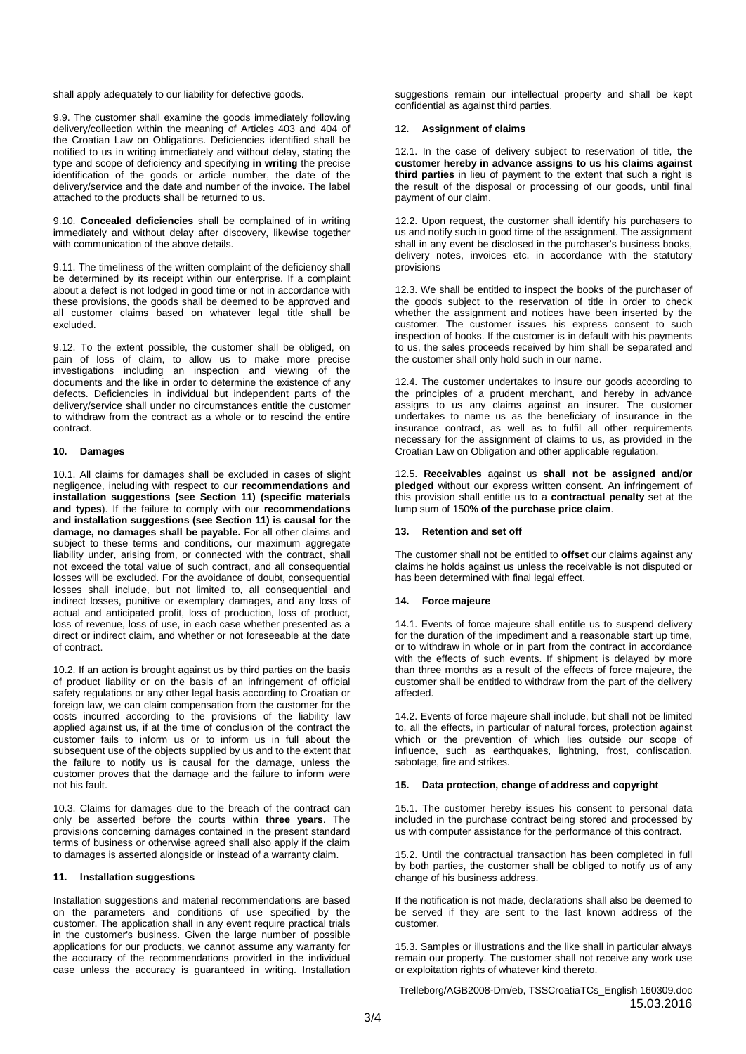shall apply adequately to our liability for defective goods.

9.9. The customer shall examine the goods immediately following delivery/collection within the meaning of Articles 403 and 404 of the Croatian Law on Obligations. Deficiencies identified shall be notified to us in writing immediately and without delay, stating the type and scope of deficiency and specifying **in writing** the precise identification of the goods or article number, the date of the delivery/service and the date and number of the invoice. The label attached to the products shall be returned to us.

9.10. **Concealed deficiencies** shall be complained of in writing immediately and without delay after discovery, likewise together with communication of the above details.

9.11. The timeliness of the written complaint of the deficiency shall be determined by its receipt within our enterprise. If a complaint about a defect is not lodged in good time or not in accordance with these provisions, the goods shall be deemed to be approved and all customer claims based on whatever legal title shall be excluded.

9.12. To the extent possible, the customer shall be obliged, on pain of loss of claim, to allow us to make more precise investigations including an inspection and viewing of the documents and the like in order to determine the existence of any defects. Deficiencies in individual but independent parts of the delivery/service shall under no circumstances entitle the customer to withdraw from the contract as a whole or to rescind the entire contract.

### 10. Damages

10.1. All claims for damages shall be excluded in cases of slight negligence, including with respect to our **recommendations and installation suggestions (see Section 11) (specific materials and types**). If the failure to comply with our **recommendations and installation suggestions (see Section 11) is causal for the damage, no damages shall be payable.** For all other claims and subject to these terms and conditions, our maximum aggregate liability under, arising from, or connected with the contract, shall not exceed the total value of such contract, and all consequential losses will be excluded. For the avoidance of doubt, consequential losses shall include, but not limited to, all consequential and indirect losses, punitive or exemplary damages, and any loss of actual and anticipated profit, loss of production, loss of product, loss of revenue, loss of use, in each case whether presented as a direct or indirect claim, and whether or not foreseeable at the date of contract.

10.2. If an action is brought against us by third parties on the basis of product liability or on the basis of an infringement of official safety regulations or any other legal basis according to Croatian or foreign law, we can claim compensation from the customer for the costs incurred according to the provisions of the liability law applied against us, if at the time of conclusion of the contract the customer fails to inform us or to inform us in full about the subsequent use of the objects supplied by us and to the extent that the failure to notify us is causal for the damage, unless the customer proves that the damage and the failure to inform were not his fault.

10.3. Claims for damages due to the breach of the contract can only be asserted before the courts within **three years**. The provisions concerning damages contained in the present standard terms of business or otherwise agreed shall also apply if the claim to damages is asserted alongside or instead of a warranty claim.

### 11. Installation suggestions

Installation suggestions and material recommendations are based on the parameters and conditions of use specified by the customer. The application shall in any event require practical trials in the customer's business. Given the large number of possible applications for our products, we cannot assume any warranty for the accuracy of the recommendations provided in the individual case unless the accuracy is guaranteed in writing. Installation suggestions remain our intellectual property and shall be kept confidential as against third parties.

### 12. Assignment of claims

12.1. In the case of delivery subject to reservation of title, **the customer hereby in advance assigns to us his claims against third parties** in lieu of payment to the extent that such a right is the result of the disposal or processing of our goods, until final payment of our claim.

12.2. Upon request, the customer shall identify his purchasers to us and notify such in good time of the assignment. The assignment shall in any event be disclosed in the purchaser's business books, delivery notes, invoices etc. in accordance with the statutory provisions

12.3. We shall be entitled to inspect the books of the purchaser of the goods subject to the reservation of title in order to check whether the assignment and notices have been inserted by the customer. The customer issues his express consent to such inspection of books. If the customer is in default with his payments to us, the sales proceeds received by him shall be separated and the customer shall only hold such in our name.

12.4. The customer undertakes to insure our goods according to the principles of a prudent merchant, and hereby in advance assigns to us any claims against an insurer. The customer undertakes to name us as the beneficiary of insurance in the insurance contract, as well as to fulfil all other requirements necessary for the assignment of claims to us, as provided in the Croatian Law on Obligation and other applicable regulation.

12.5. **Receivables** against us **shall not be assigned and/or pledged** without our express written consent. An infringement of this provision shall entitle us to a **contractual penalty** set at the lump sum of 150**% of the purchase price claim**.

### 13. Retention and set off

The customer shall not be entitled to **offset** our claims against any claims he holds against us unless the receivable is not disputed or has been determined with final legal effect.

### 14. Force majeure

14.1. Events of force majeure shall entitle us to suspend delivery for the duration of the impediment and a reasonable start up time, or to withdraw in whole or in part from the contract in accordance with the effects of such events. If shipment is delayed by more than three months as a result of the effects of force majeure, the customer shall be entitled to withdraw from the part of the delivery affected.

14.2. Events of force majeure shall include, but shall not be limited to, all the effects, in particular of natural forces, protection against which or the prevention of which lies outside our scope of influence, such as earthquakes, lightning, frost, confiscation, sabotage, fire and strikes.

### 15. Data protection, change of address and copyright

15.1. The customer hereby issues his consent to personal data included in the purchase contract being stored and processed by us with computer assistance for the performance of this contract.

15.2. Until the contractual transaction has been completed in full by both parties, the customer shall be obliged to notify us of any change of his business address.

If the notification is not made, declarations shall also be deemed to be served if they are sent to the last known address of the customer.

15.3. Samples or illustrations and the like shall in particular always remain our property. The customer shall not receive any work use or exploitation rights of whatever kind thereto.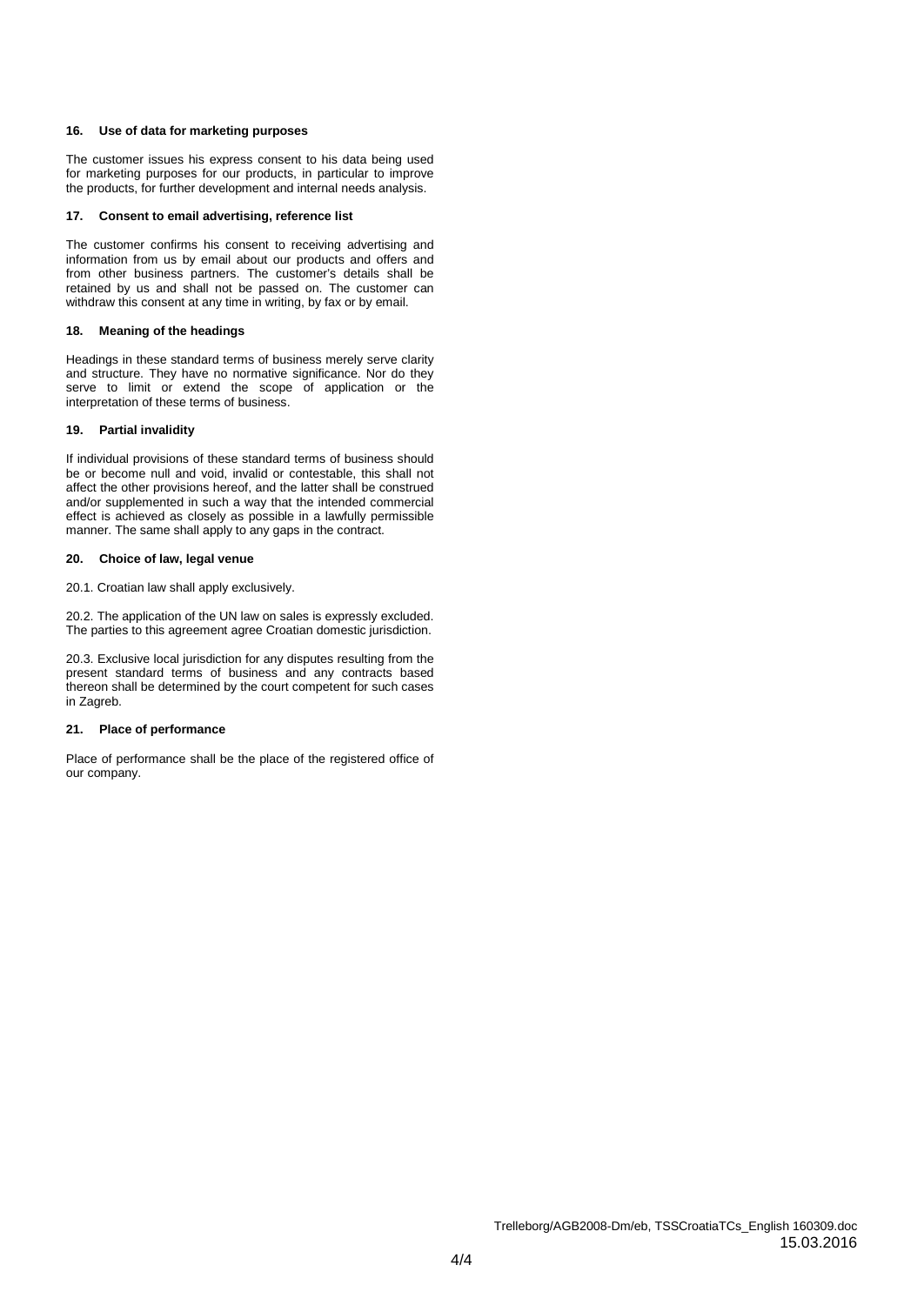## 16. Use of data for marketing purposes

The customer issues his express consent to his data being used for marketing purposes for our products, in particular to improve the products, for further development and internal needs analysis.

## 17. Consent to email advertising, reference list

The customer confirms his consent to receiving advertising and information from us by email about our products and offers and from other business partners. The customer's details shall be retained by us and shall not be passed on. The customer can withdraw this consent at any time in writing, by fax or by email.

## 18. Meaning of the headings

Headings in these standard terms of business merely serve clarity and structure. They have no normative significance. Nor do they serve to limit or extend the scope of application or the interpretation of these terms of business.

## 19. Partial invalidity

If individual provisions of these standard terms of business should be or become null and void, invalid or contestable, this shall not affect the other provisions hereof, and the latter shall be construed and/or supplemented in such a way that the intended commercial effect is achieved as closely as possible in a lawfully permissible manner. The same shall apply to any gaps in the contract.

## 20. Choice of law, legal venue

20.1. Croatian law shall apply exclusively.

20.2. The application of the UN law on sales is expressly excluded. The parties to this agreement agree Croatian domestic jurisdiction.

20.3. Exclusive local jurisdiction for any disputes resulting from the present standard terms of business and any contracts based thereon shall be determined by the court competent for such cases in Zagreb.

## 21. Place of performance

Place of performance shall be the place of the registered office of our company.

Trelleborg/AGB2008-Dm/eb, TSSCroatiaTCs_English 160309.doc
15.03.2016